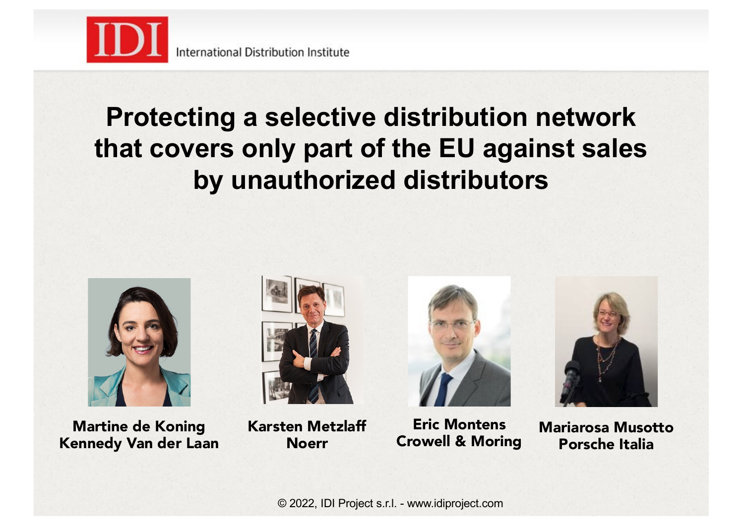IDI International Distribution Institute

# Protecting a selective distribution network that covers only part of the EU against sales by unauthorized distributors

**Martine de Koning**
**Kennedy Van der Laan**

**Karsten Metzlaff**
**Noerr**

**Eric Montens**
**Crowell & Moring**

**Mariarosa Musotto**
**Porsche Italia**

© 2022, IDI Project s.r.l. - www.idiproject.com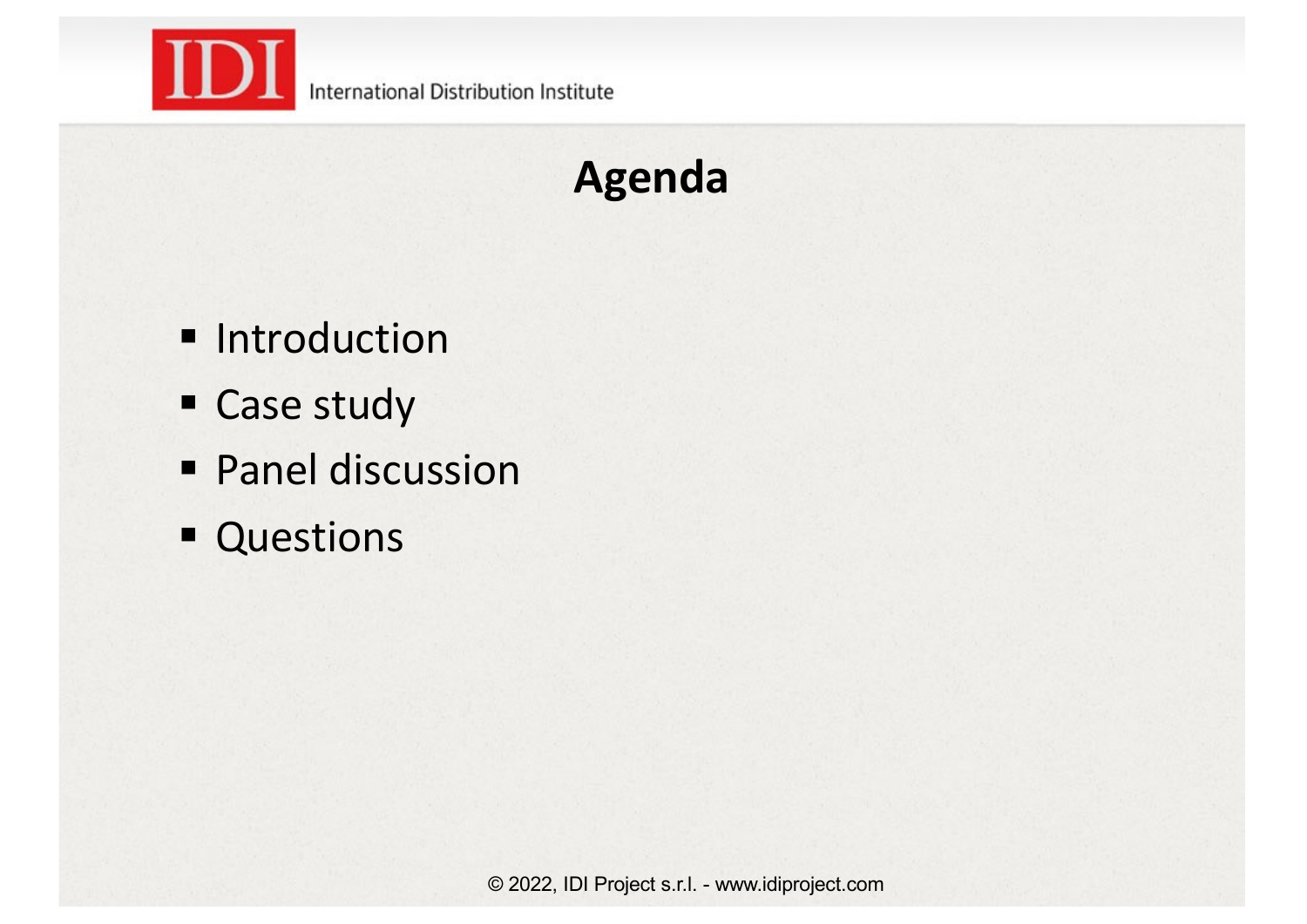# Agenda

- Introduction
- Case study
- Panel discussion
- Questions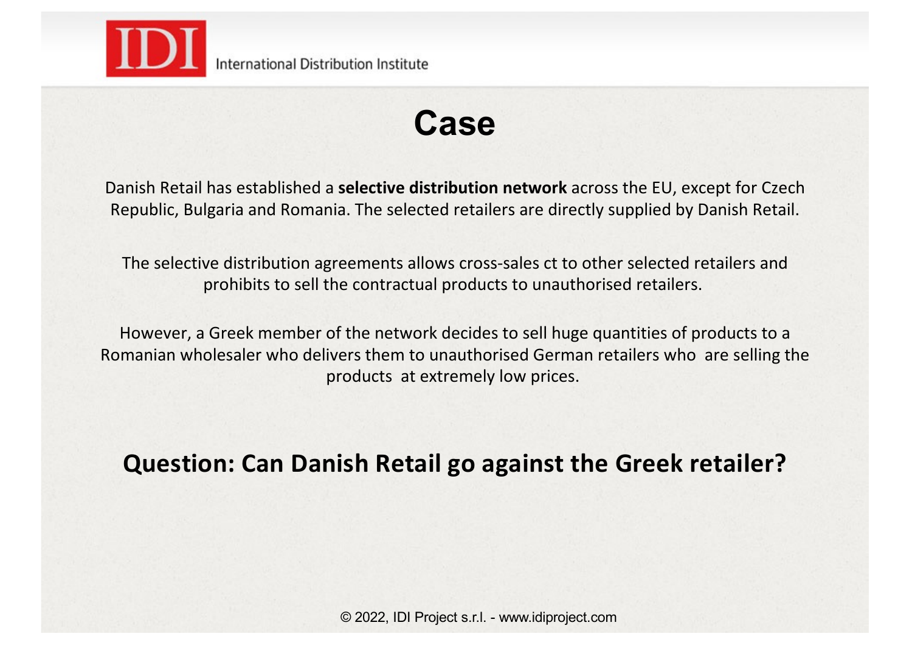# Case

Danish Retail has established a **selective distribution network** across the EU, except for Czech Republic, Bulgaria and Romania. The selected retailers are directly supplied by Danish Retail.

The selective distribution agreements allows cross-sales ct to other selected retailers and prohibits to sell the contractual products to unauthorised retailers.

However, a Greek member of the network decides to sell huge quantities of products to a Romanian wholesaler who delivers them to unauthorised German retailers who are selling the products at extremely low prices.

## Question: Can Danish Retail go against the Greek retailer?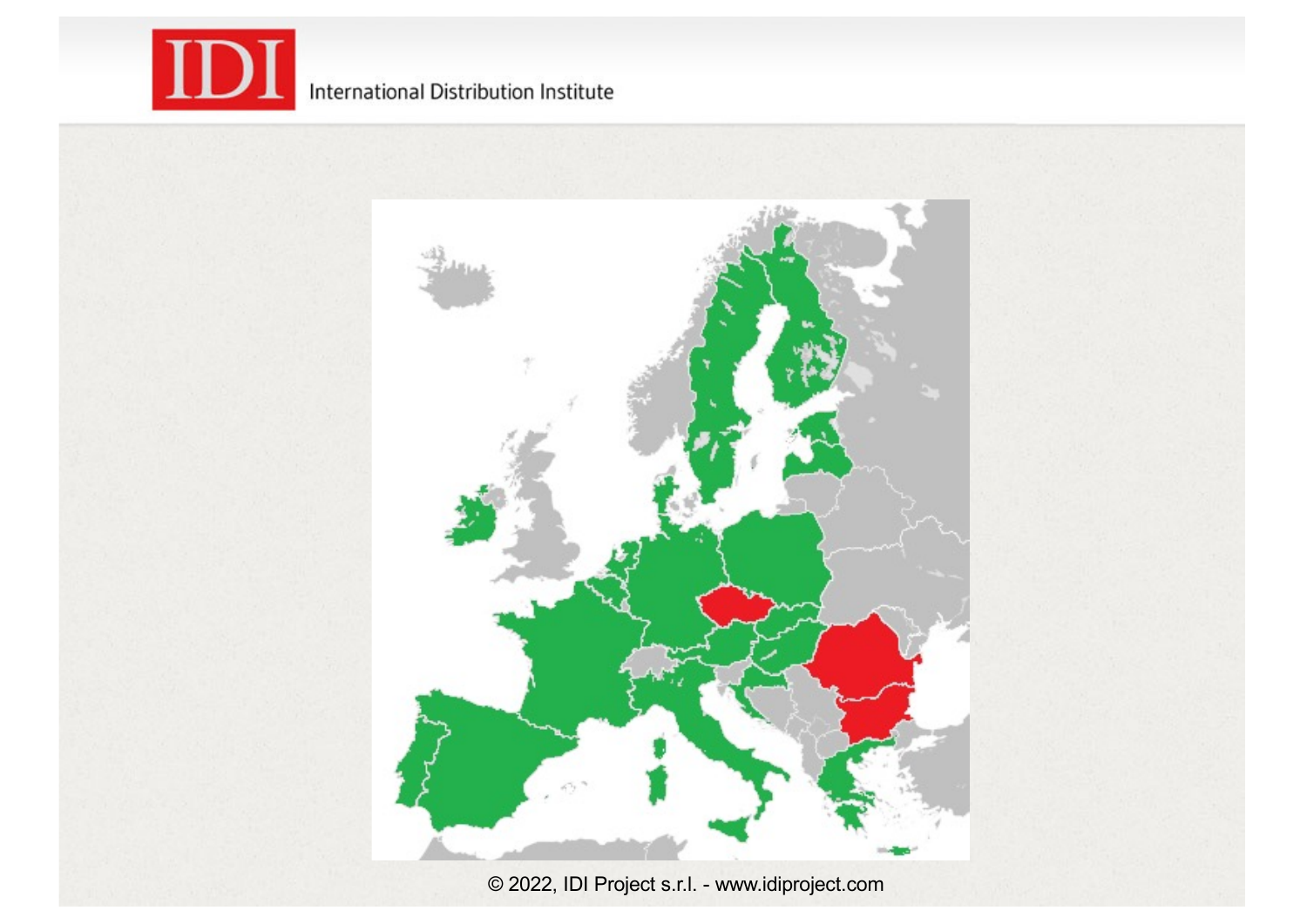International Distribution Institute

© 2022, IDI Project s.r.l. - www.idiproject.com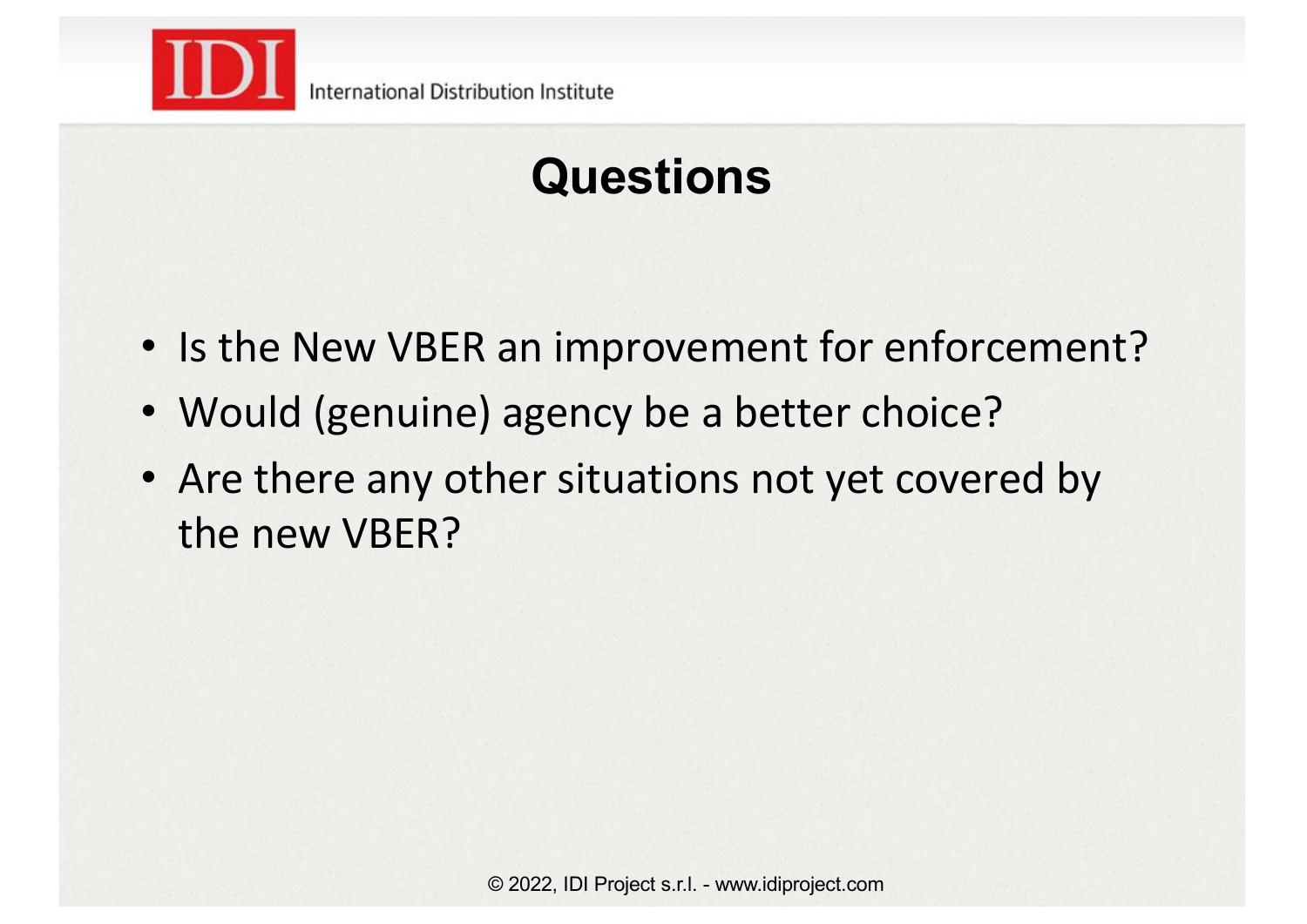# Questions

- Is the New VBER an improvement for enforcement?
- Would (genuine) agency be a better choice?
- Are there any other situations not yet covered by the new VBER?